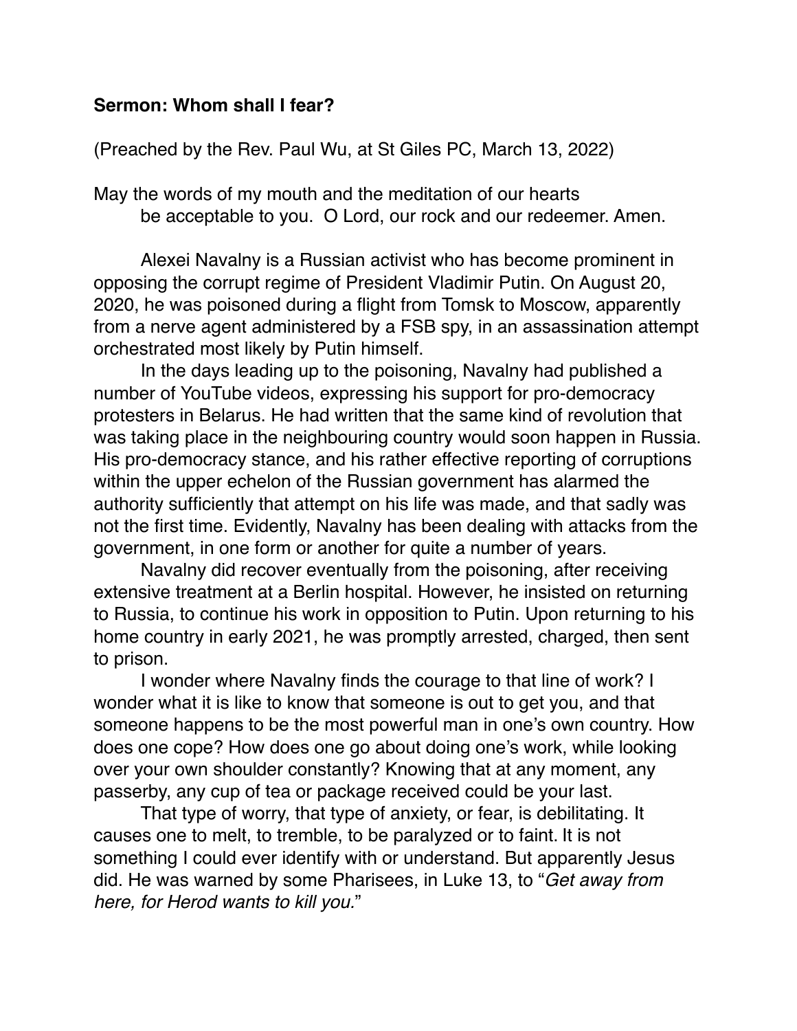**Sermon: Whom shall I fear?**

(Preached by the Rev. Paul Wu, at St Giles PC, March 13, 2022)

May the words of my mouth and the meditation of our hearts
be acceptable to you. O Lord, our rock and our redeemer. Amen.

Alexei Navalny is a Russian activist who has become prominent in opposing the corrupt regime of President Vladimir Putin. On August 20, 2020, he was poisoned during a flight from Tomsk to Moscow, apparently from a nerve agent administered by a FSB spy, in an assassination attempt orchestrated most likely by Putin himself.

In the days leading up to the poisoning, Navalny had published a number of YouTube videos, expressing his support for pro-democracy protesters in Belarus. He had written that the same kind of revolution that was taking place in the neighbouring country would soon happen in Russia. His pro-democracy stance, and his rather effective reporting of corruptions within the upper echelon of the Russian government has alarmed the authority sufficiently that attempt on his life was made, and that sadly was not the first time. Evidently, Navalny has been dealing with attacks from the government, in one form or another for quite a number of years.

Navalny did recover eventually from the poisoning, after receiving extensive treatment at a Berlin hospital. However, he insisted on returning to Russia, to continue his work in opposition to Putin. Upon returning to his home country in early 2021, he was promptly arrested, charged, then sent to prison.

I wonder where Navalny finds the courage to that line of work? I wonder what it is like to know that someone is out to get you, and that someone happens to be the most powerful man in one's own country. How does one cope? How does one go about doing one's work, while looking over your own shoulder constantly? Knowing that at any moment, any passerby, any cup of tea or package received could be your last.

That type of worry, that type of anxiety, or fear, is debilitating. It causes one to melt, to tremble, to be paralyzed or to faint. It is not something I could ever identify with or understand. But apparently Jesus did. He was warned by some Pharisees, in Luke 13, to "*Get away from here, for Herod wants to kill you.*"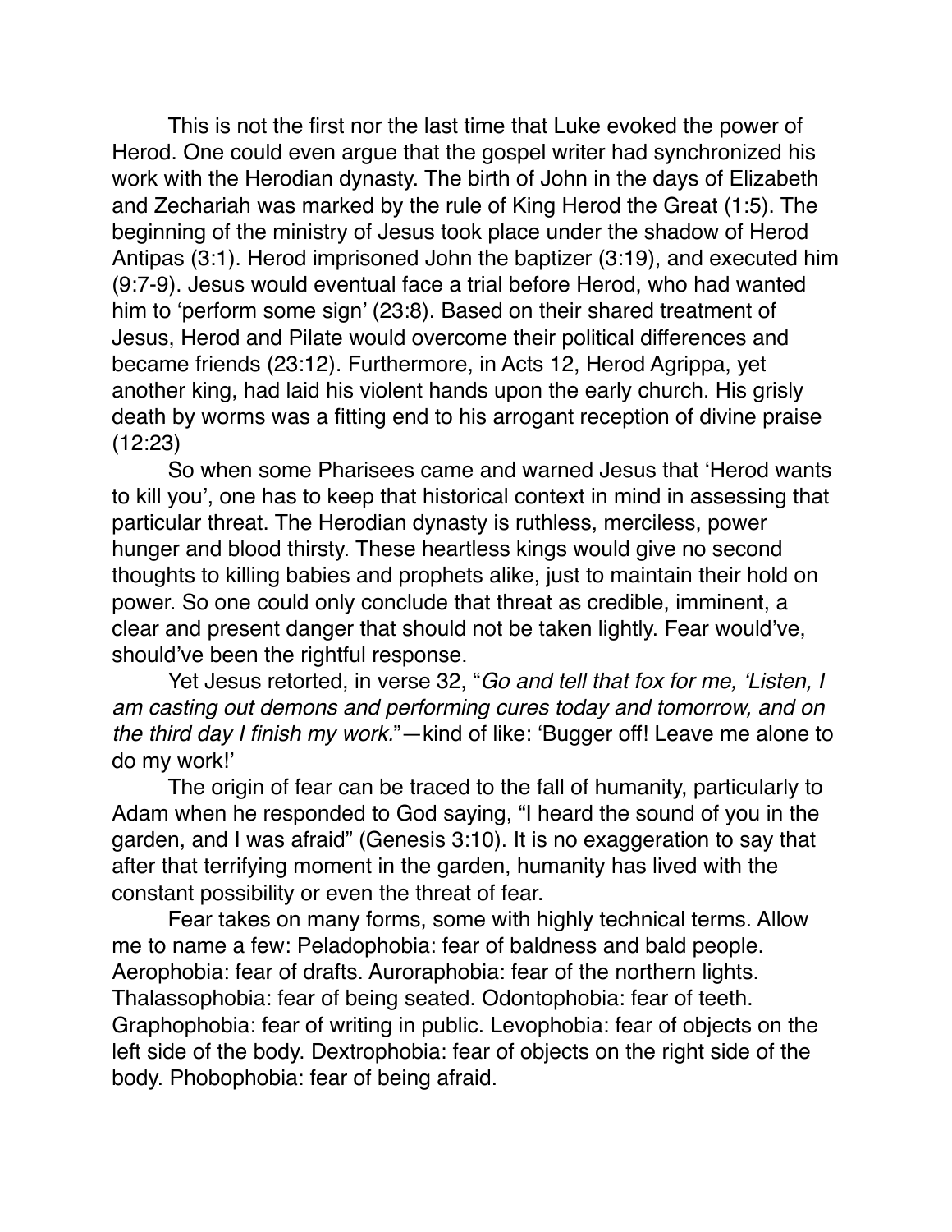This is not the first nor the last time that Luke evoked the power of Herod. One could even argue that the gospel writer had synchronized his work with the Herodian dynasty. The birth of John in the days of Elizabeth and Zechariah was marked by the rule of King Herod the Great (1:5). The beginning of the ministry of Jesus took place under the shadow of Herod Antipas (3:1). Herod imprisoned John the baptizer (3:19), and executed him (9:7-9). Jesus would eventual face a trial before Herod, who had wanted him to 'perform some sign' (23:8). Based on their shared treatment of Jesus, Herod and Pilate would overcome their political differences and became friends (23:12). Furthermore, in Acts 12, Herod Agrippa, yet another king, had laid his violent hands upon the early church. His grisly death by worms was a fitting end to his arrogant reception of divine praise (12:23)

So when some Pharisees came and warned Jesus that 'Herod wants to kill you', one has to keep that historical context in mind in assessing that particular threat. The Herodian dynasty is ruthless, merciless, power hunger and blood thirsty. These heartless kings would give no second thoughts to killing babies and prophets alike, just to maintain their hold on power. So one could only conclude that threat as credible, imminent, a clear and present danger that should not be taken lightly. Fear would've, should've been the rightful response.

Yet Jesus retorted, in verse 32, "*Go and tell that fox for me, 'Listen, I am casting out demons and performing cures today and tomorrow, and on the third day I finish my work.*"—kind of like: 'Bugger off! Leave me alone to do my work!'

The origin of fear can be traced to the fall of humanity, particularly to Adam when he responded to God saying, "I heard the sound of you in the garden, and I was afraid" (Genesis 3:10). It is no exaggeration to say that after that terrifying moment in the garden, humanity has lived with the constant possibility or even the threat of fear.

Fear takes on many forms, some with highly technical terms. Allow me to name a few: Peladophobia: fear of baldness and bald people. Aerophobia: fear of drafts. Auroraphobia: fear of the northern lights. Thalassophobia: fear of being seated. Odontophobia: fear of teeth. Graphophobia: fear of writing in public. Levophobia: fear of objects on the left side of the body. Dextrophobia: fear of objects on the right side of the body. Phobophobia: fear of being afraid.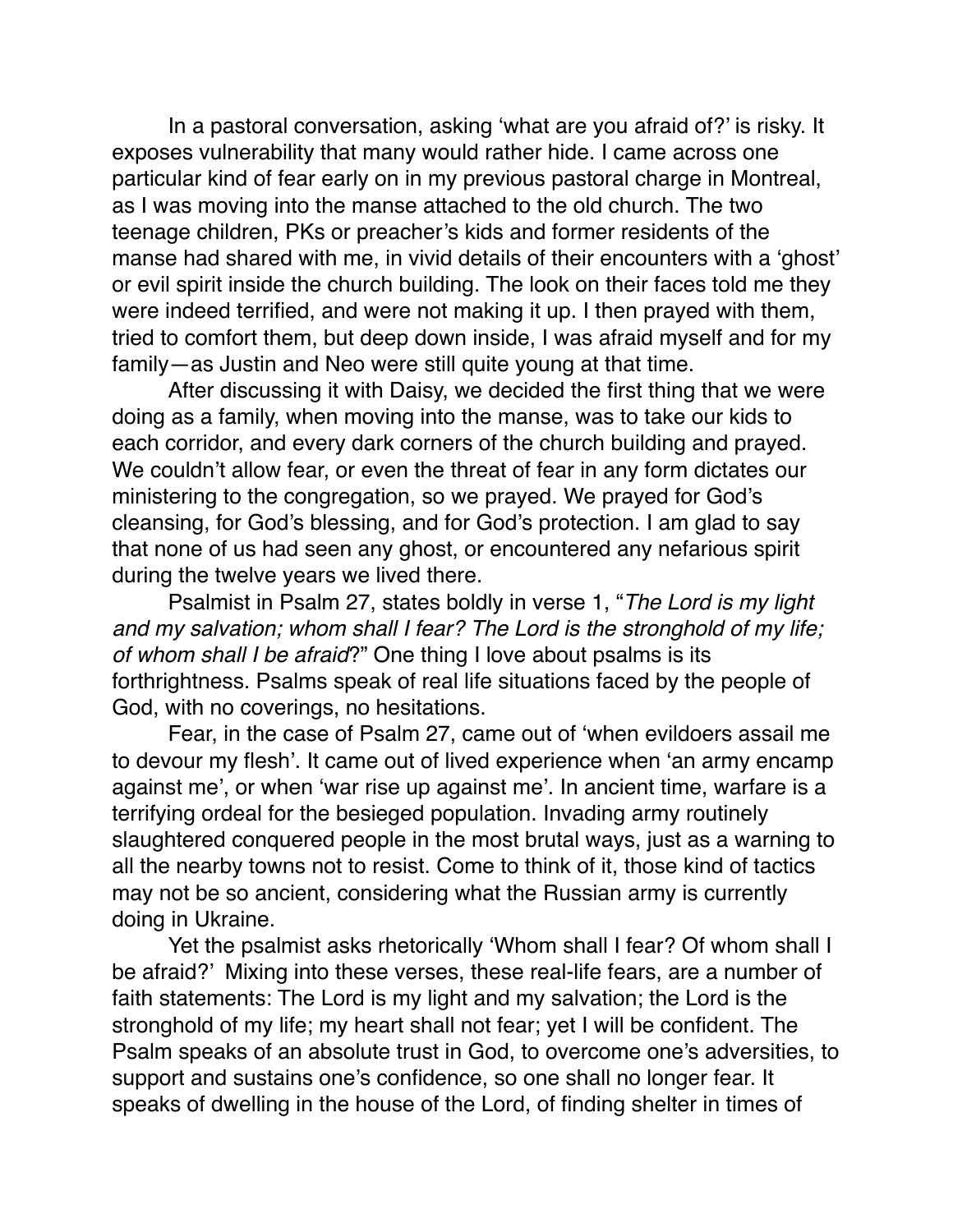In a pastoral conversation, asking 'what are you afraid of?' is risky. It exposes vulnerability that many would rather hide. I came across one particular kind of fear early on in my previous pastoral charge in Montreal, as I was moving into the manse attached to the old church. The two teenage children, PKs or preacher's kids and former residents of the manse had shared with me, in vivid details of their encounters with a 'ghost' or evil spirit inside the church building. The look on their faces told me they were indeed terrified, and were not making it up. I then prayed with them, tried to comfort them, but deep down inside, I was afraid myself and for my family—as Justin and Neo were still quite young at that time.

After discussing it with Daisy, we decided the first thing that we were doing as a family, when moving into the manse, was to take our kids to each corridor, and every dark corners of the church building and prayed. We couldn't allow fear, or even the threat of fear in any form dictates our ministering to the congregation, so we prayed. We prayed for God's cleansing, for God's blessing, and for God's protection. I am glad to say that none of us had seen any ghost, or encountered any nefarious spirit during the twelve years we lived there.

Psalmist in Psalm 27, states boldly in verse 1, "*The Lord is my light and my salvation; whom shall I fear? The Lord is the stronghold of my life; of whom shall I be afraid*?" One thing I love about psalms is its forthrightness. Psalms speak of real life situations faced by the people of God, with no coverings, no hesitations.

Fear, in the case of Psalm 27, came out of 'when evildoers assail me to devour my flesh'. It came out of lived experience when 'an army encamp against me', or when 'war rise up against me'. In ancient time, warfare is a terrifying ordeal for the besieged population. Invading army routinely slaughtered conquered people in the most brutal ways, just as a warning to all the nearby towns not to resist. Come to think of it, those kind of tactics may not be so ancient, considering what the Russian army is currently doing in Ukraine.

Yet the psalmist asks rhetorically 'Whom shall I fear? Of whom shall I be afraid?' Mixing into these verses, these real-life fears, are a number of faith statements: The Lord is my light and my salvation; the Lord is the stronghold of my life; my heart shall not fear; yet I will be confident. The Psalm speaks of an absolute trust in God, to overcome one's adversities, to support and sustains one's confidence, so one shall no longer fear. It speaks of dwelling in the house of the Lord, of finding shelter in times of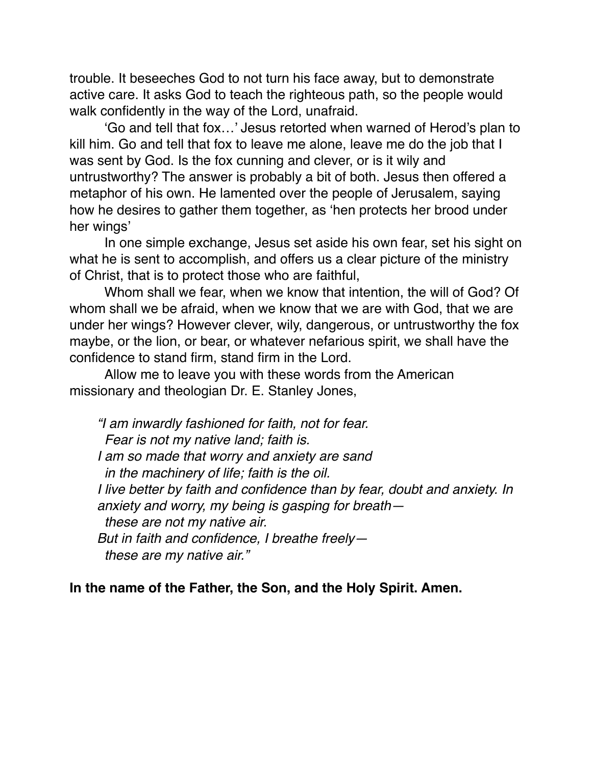trouble. It beseeches God to not turn his face away, but to demonstrate active care. It asks God to teach the righteous path, so the people would walk confidently in the way of the Lord, unafraid.

'Go and tell that fox…' Jesus retorted when warned of Herod's plan to kill him. Go and tell that fox to leave me alone, leave me do the job that I was sent by God. Is the fox cunning and clever, or is it wily and untrustworthy? The answer is probably a bit of both. Jesus then offered a metaphor of his own. He lamented over the people of Jerusalem, saying how he desires to gather them together, as 'hen protects her brood under her wings'

In one simple exchange, Jesus set aside his own fear, set his sight on what he is sent to accomplish, and offers us a clear picture of the ministry of Christ, that is to protect those who are faithful,

Whom shall we fear, when we know that intention, the will of God? Of whom shall we be afraid, when we know that we are with God, that we are under her wings? However clever, wily, dangerous, or untrustworthy the fox maybe, or the lion, or bear, or whatever nefarious spirit, we shall have the confidence to stand firm, stand firm in the Lord.

Allow me to leave you with these words from the American missionary and theologian Dr. E. Stanley Jones,

> *"I am inwardly fashioned for faith, not for fear.*
> *Fear is not my native land; faith is.*
> *I am so made that worry and anxiety are sand*
> *in the machinery of life; faith is the oil.*
> *I live better by faith and confidence than by fear, doubt and anxiety. In anxiety and worry, my being is gasping for breath—*
> *these are not my native air.*
> *But in faith and confidence, I breathe freely—*
> *these are my native air."*

**In the name of the Father, the Son, and the Holy Spirit. Amen.**